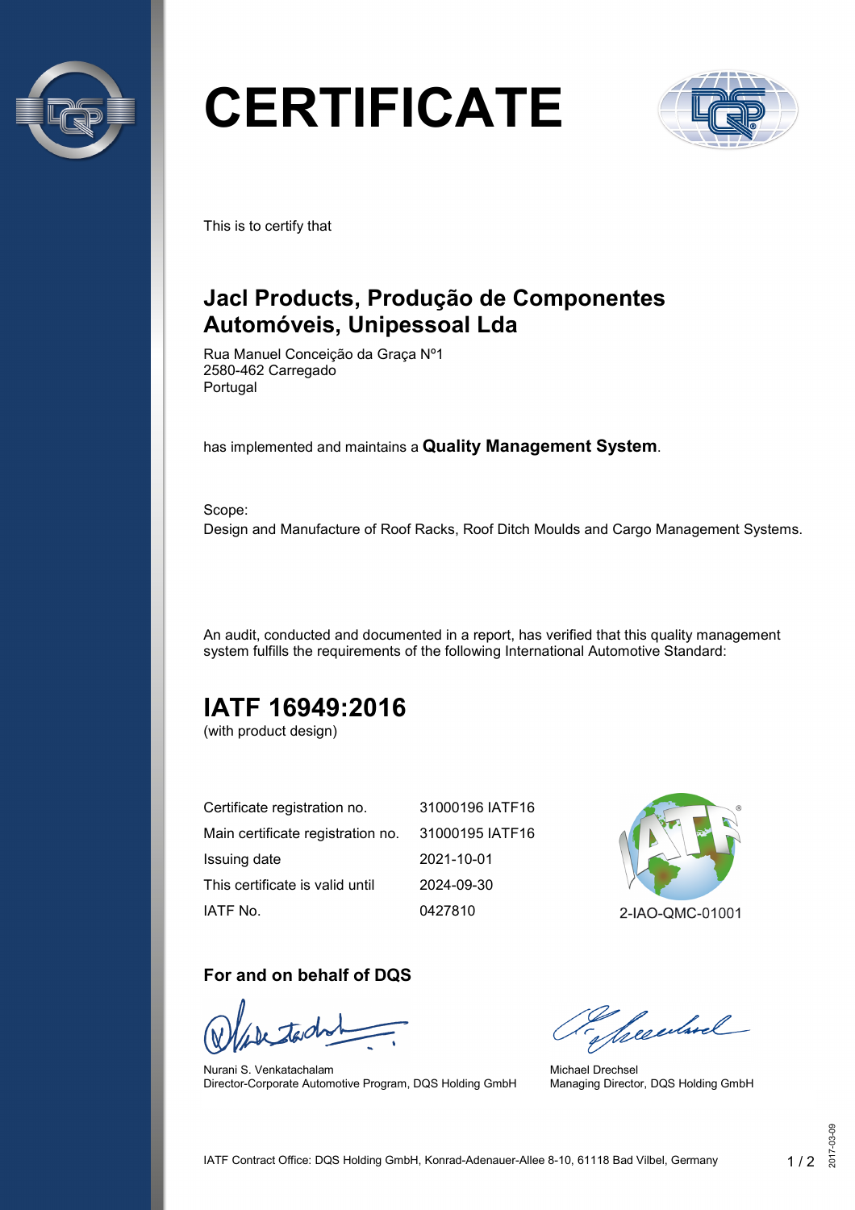# CERTIFICATE

This is to certify that

## Jacl Products, Produção de Componentes Automóveis, Unipessoal Lda

Rua Manuel Conceição da Graça Nº1
2580-462 Carregado
Portugal

has implemented and maintains a **Quality Management System**.

Scope:
Design and Manufacture of Roof Racks, Roof Ditch Moulds and Cargo Management Systems.

An audit, conducted and documented in a report, has verified that this quality management system fulfills the requirements of the following International Automotive Standard:

## IATF 16949:2016

(with product design)

| | |
|---|---|
| Certificate registration no. | 31000196 IATF16 |
| Main certificate registration no. | 31000195 IATF16 |
| Issuing date | 2021-10-01 |
| This certificate is valid until | 2024-09-30 |
| IATF No. | 0427810 |

2-IAO-QMC-01001

### For and on behalf of DQS

Nurani S. Venkatachalam
Director-Corporate Automotive Program, DQS Holding GmbH

Michael Drechsel
Managing Director, DQS Holding GmbH

IATF Contract Office: DQS Holding GmbH, Konrad-Adenauer-Allee 8-10, 61118 Bad Vilbel, Germany

2017-03-09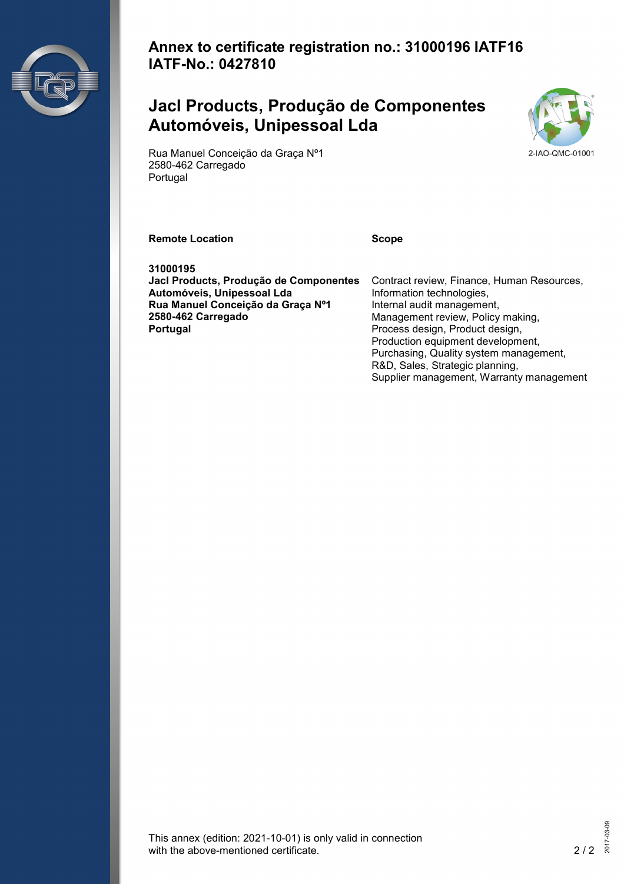# Annex to certificate registration no.: 31000196 IATF16
# IATF-No.: 0427810

## Jacl Products, Produção de Componentes Automóveis, Unipessoal Lda

Rua Manuel Conceição da Graça Nº1
2580-462 Carregado
Portugal

2-IAO-QMC-01001

| Remote Location | Scope |
| --- | --- |
| **31000195**<br>**Jacl Products, Produção de Componentes Automóveis, Unipessoal Lda**<br>**Rua Manuel Conceição da Graça Nº1**<br>**2580-462 Carregado**<br>**Portugal** | Contract review, Finance, Human Resources, Information technologies, Internal audit management, Management review, Policy making, Process design, Product design, Production equipment development, Purchasing, Quality system management, R&D, Sales, Strategic planning, Supplier management, Warranty management |

This annex (edition: 2021-10-01) is only valid in connection with the above-mentioned certificate.

2017-03-09